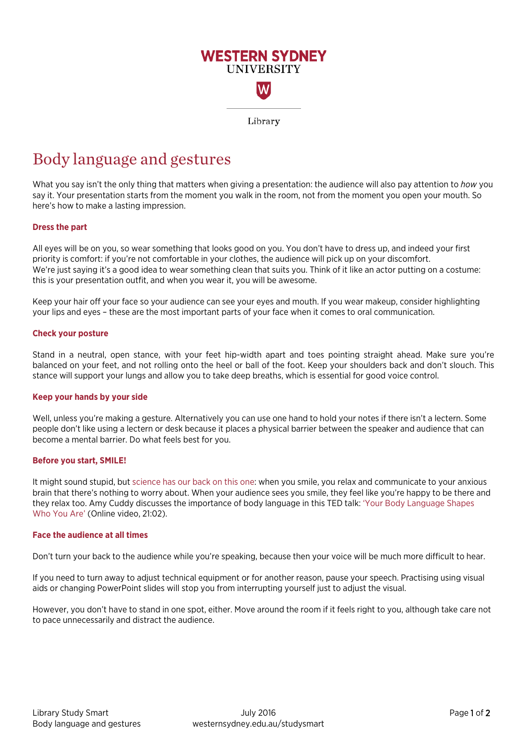WESTERN SYDNEY UNIVERSITY

Library

# Body language and gestures

What you say isn't the only thing that matters when giving a presentation: the audience will also pay attention to *how* you say it. Your presentation starts from the moment you walk in the room, not from the moment you open your mouth. So here's how to make a lasting impression.

## Dress the part

All eyes will be on you, so wear something that looks good on you. You don't have to dress up, and indeed your first priority is comfort: if you're not comfortable in your clothes, the audience will pick up on your discomfort. We're just saying it's a good idea to wear something clean that suits you. Think of it like an actor putting on a costume: this is your presentation outfit, and when you wear it, you will be awesome.

Keep your hair off your face so your audience can see your eyes and mouth. If you wear makeup, consider highlighting your lips and eyes – these are the most important parts of your face when it comes to oral communication.

## Check your posture

Stand in a neutral, open stance, with your feet hip-width apart and toes pointing straight ahead. Make sure you're balanced on your feet, and not rolling onto the heel or ball of the foot. Keep your shoulders back and don't slouch. This stance will support your lungs and allow you to take deep breaths, which is essential for good voice control.

## Keep your hands by your side

Well, unless you're making a gesture. Alternatively you can use one hand to hold your notes if there isn't a lectern. Some people don't like using a lectern or desk because it places a physical barrier between the speaker and audience that can become a mental barrier. Do what feels best for you.

## Before you start, SMILE!

It might sound stupid, but science has our back on this one: when you smile, you relax and communicate to your anxious brain that there's nothing to worry about. When your audience sees you smile, they feel like you're happy to be there and they relax too. Amy Cuddy discusses the importance of body language in this TED talk: 'Your Body Language Shapes Who You Are' (Online video, 21:02).

## Face the audience at all times

Don't turn your back to the audience while you're speaking, because then your voice will be much more difficult to hear.

If you need to turn away to adjust technical equipment or for another reason, pause your speech. Practising using visual aids or changing PowerPoint slides will stop you from interrupting yourself just to adjust the visual.

However, you don't have to stand in one spot, either. Move around the room if it feels right to you, although take care not to pace unnecessarily and distract the audience.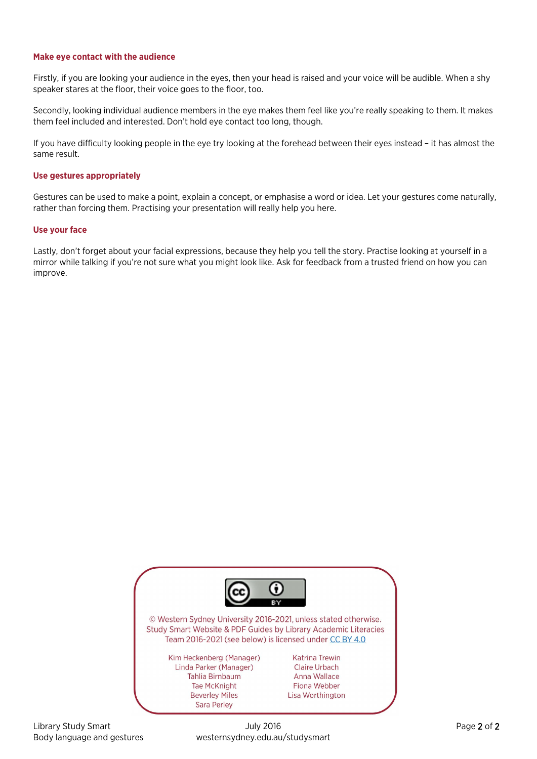### Make eye contact with the audience

Firstly, if you are looking your audience in the eyes, then your head is raised and your voice will be audible. When a shy speaker stares at the floor, their voice goes to the floor, too.

Secondly, looking individual audience members in the eye makes them feel like you're really speaking to them. It makes them feel included and interested. Don't hold eye contact too long, though.

If you have difficulty looking people in the eye try looking at the forehead between their eyes instead – it has almost the same result.

### Use gestures appropriately

Gestures can be used to make a point, explain a concept, or emphasise a word or idea. Let your gestures come naturally, rather than forcing them. Practising your presentation will really help you here.

### Use your face

Lastly, don't forget about your facial expressions, because they help you tell the story. Practise looking at yourself in a mirror while talking if you're not sure what you might look like. Ask for feedback from a trusted friend on how you can improve.

© Western Sydney University 2016-2021, unless stated otherwise.
Study Smart Website & PDF Guides by Library Academic Literacies Team 2016-2021 (see below) is licensed under CC BY 4.0

Kim Heckenberg (Manager)
Linda Parker (Manager)
Tahlia Birnbaum
Tae McKnight
Beverley Miles
Sara Perley
Katrina Trewin
Claire Urbach
Anna Wallace
Fiona Webber
Lisa Worthington

Library Study Smart
Body language and gestures

July 2016
westernsydney.edu.au/studysmart